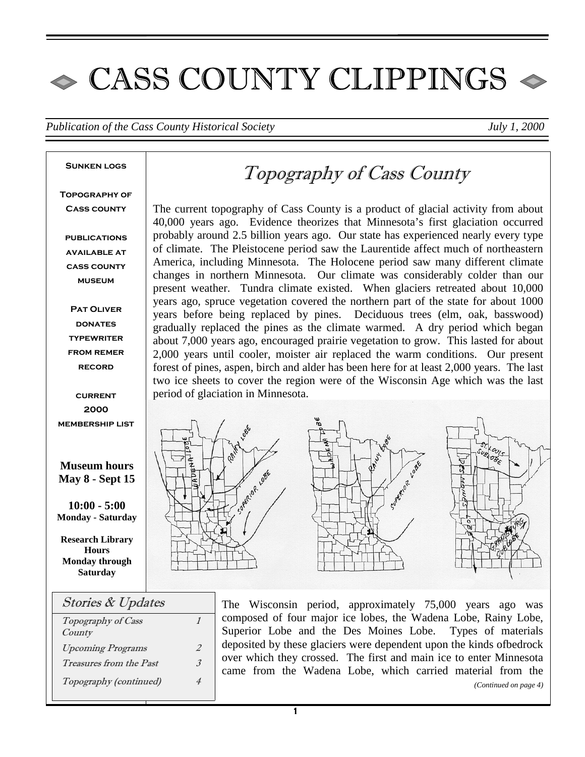# ◆ CASS COUNTY CLIPPINGS ◆

*Publication of the Cass County Historical Society* *July 1, 2000*

**SUNKEN LOGS**

**TOPOGRAPHY OF CASS COUNTY**

**PUBLICATIONS AVAILABLE AT CASS COUNTY MUSEUM**

**PAT OLIVER DONATES TYPEWRITER FROM REMER RECORD**

**CURRENT 2000 MEMBERSHIP LIST**

**Museum hours May 8 - Sept 15**

**10:00 - 5:00**
**Monday - Saturday**

**Research Library Hours**
**Monday through Saturday**

## *Stories & Updates*

| | |
|---|---|
| *Topography of Cass County* | *1* |
| *Upcoming Programs* | *2* |
| *Treasures from the Past* | *3* |
| *Topography (continued)* | *4* |

## *Topography of Cass County*

The current topography of Cass County is a product of glacial activity from about 40,000 years ago. Evidence theorizes that Minnesota's first glaciation occurred probably around 2.5 billion years ago. Our state has experienced nearly every type of climate. The Pleistocene period saw the Laurentide affect much of northeastern America, including Minnesota. The Holocene period saw many different climate changes in northern Minnesota. Our climate was considerably colder than our present weather. Tundra climate existed. When glaciers retreated about 10,000 years ago, spruce vegetation covered the northern part of the state for about 1000 years before being replaced by pines. Deciduous trees (elm, oak, basswood) gradually replaced the pines as the climate warmed. A dry period which began about 7,000 years ago, encouraged prairie vegetation to grow. This lasted for about 2,000 years until cooler, moister air replaced the warm conditions. Our present forest of pines, aspen, birch and alder has been here for at least 2,000 years. The last two ice sheets to cover the region were of the Wisconsin Age which was the last period of glaciation in Minnesota.

The Wisconsin period, approximately 75,000 years ago was composed of four major ice lobes, the Wadena Lobe, Rainy Lobe, Superior Lobe and the Des Moines Lobe. Types of materials deposited by these glaciers were dependent upon the kinds ofbedrock over which they crossed. The first and main ice to enter Minnesota came from the Wadena Lobe, which carried material from the

*(Continued on page 4)*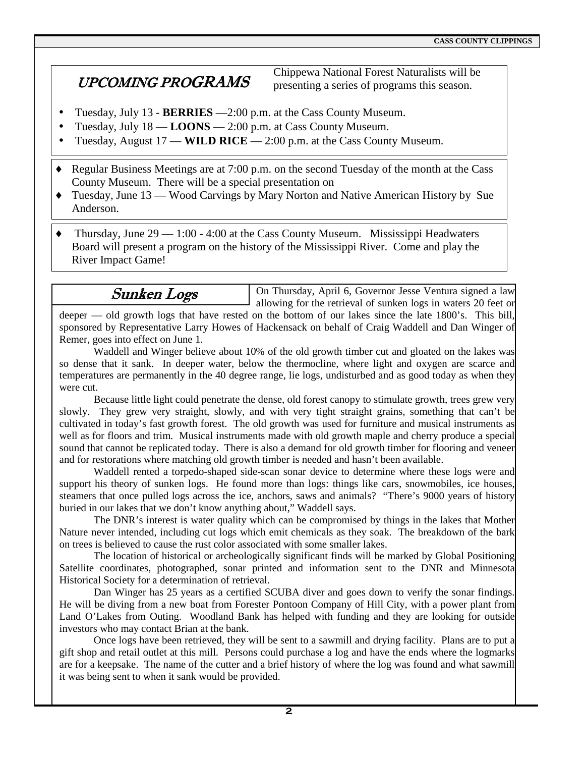## *UPCOMING PROGRAMS*

Chippewa National Forest Naturalists will be presenting a series of programs this season.

- Tuesday, July 13 - **BERRIES** —2:00 p.m. at the Cass County Museum.
- Tuesday, July 18 — **LOONS** — 2:00 p.m. at Cass County Museum.
- Tuesday, August 17 — **WILD RICE** — 2:00 p.m. at the Cass County Museum.

- Regular Business Meetings are at 7:00 p.m. on the second Tuesday of the month at the Cass County Museum. There will be a special presentation on
- Tuesday, June 13 — Wood Carvings by Mary Norton and Native American History by Sue Anderson.

- Thursday, June 29 — 1:00 - 4:00 at the Cass County Museum. Mississippi Headwaters Board will present a program on the history of the Mississippi River. Come and play the River Impact Game!

## *Sunken Logs*

On Thursday, April 6, Governor Jesse Ventura signed a law allowing for the retrieval of sunken logs in waters 20 feet or deeper — old growth logs that have rested on the bottom of our lakes since the late 1800's. This bill, sponsored by Representative Larry Howes of Hackensack on behalf of Craig Waddell and Dan Winger of Remer, goes into effect on June 1.

Waddell and Winger believe about 10% of the old growth timber cut and gloated on the lakes was so dense that it sank. In deeper water, below the thermocline, where light and oxygen are scarce and temperatures are permanently in the 40 degree range, lie logs, undisturbed and as good today as when they were cut.

Because little light could penetrate the dense, old forest canopy to stimulate growth, trees grew very slowly. They grew very straight, slowly, and with very tight straight grains, something that can't be cultivated in today's fast growth forest. The old growth was used for furniture and musical instruments as well as for floors and trim. Musical instruments made with old growth maple and cherry produce a special sound that cannot be replicated today. There is also a demand for old growth timber for flooring and veneer and for restorations where matching old growth timber is needed and hasn't been available.

Waddell rented a torpedo-shaped side-scan sonar device to determine where these logs were and support his theory of sunken logs. He found more than logs: things like cars, snowmobiles, ice houses, steamers that once pulled logs across the ice, anchors, saws and animals? "There's 9000 years of history buried in our lakes that we don't know anything about," Waddell says.

The DNR's interest is water quality which can be compromised by things in the lakes that Mother Nature never intended, including cut logs which emit chemicals as they soak. The breakdown of the bark on trees is believed to cause the rust color associated with some smaller lakes.

The location of historical or archeologically significant finds will be marked by Global Positioning Satellite coordinates, photographed, sonar printed and information sent to the DNR and Minnesota Historical Society for a determination of retrieval.

Dan Winger has 25 years as a certified SCUBA diver and goes down to verify the sonar findings. He will be diving from a new boat from Forester Pontoon Company of Hill City, with a power plant from Land O'Lakes from Outing. Woodland Bank has helped with funding and they are looking for outside investors who may contact Brian at the bank.

Once logs have been retrieved, they will be sent to a sawmill and drying facility. Plans are to put a gift shop and retail outlet at this mill. Persons could purchase a log and have the ends where the logmarks are for a keepsake. The name of the cutter and a brief history of where the log was found and what sawmill it was being sent to when it sank would be provided.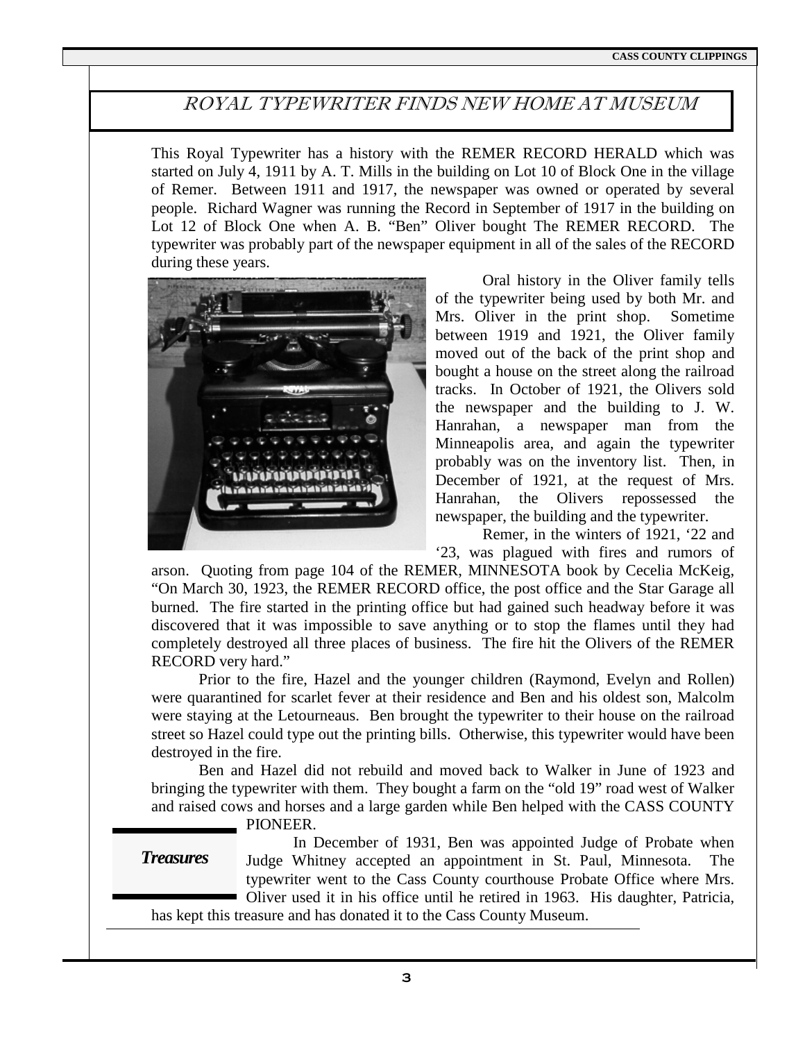# ROYAL TYPEWRITER FINDS NEW HOME AT MUSEUM

This Royal Typewriter has a history with the REMER RECORD HERALD which was started on July 4, 1911 by A. T. Mills in the building on Lot 10 of Block One in the village of Remer. Between 1911 and 1917, the newspaper was owned or operated by several people. Richard Wagner was running the Record in September of 1917 in the building on Lot 12 of Block One when A. B. "Ben" Oliver bought The REMER RECORD. The typewriter was probably part of the newspaper equipment in all of the sales of the RECORD during these years.

Oral history in the Oliver family tells of the typewriter being used by both Mr. and Mrs. Oliver in the print shop. Sometime between 1919 and 1921, the Oliver family moved out of the back of the print shop and bought a house on the street along the railroad tracks. In October of 1921, the Olivers sold the newspaper and the building to J. W. Hanrahan, a newspaper man from the Minneapolis area, and again the typewriter probably was on the inventory list. Then, in December of 1921, at the request of Mrs. Hanrahan, the Olivers repossessed the newspaper, the building and the typewriter.

Remer, in the winters of 1921, '22 and '23, was plagued with fires and rumors of arson. Quoting from page 104 of the REMER, MINNESOTA book by Cecelia McKeig, "On March 30, 1923, the REMER RECORD office, the post office and the Star Garage all burned. The fire started in the printing office but had gained such headway before it was discovered that it was impossible to save anything or to stop the flames until they had completely destroyed all three places of business. The fire hit the Olivers of the REMER RECORD very hard."

Prior to the fire, Hazel and the younger children (Raymond, Evelyn and Rollen) were quarantined for scarlet fever at their residence and Ben and his oldest son, Malcolm were staying at the Letourneaus. Ben brought the typewriter to their house on the railroad street so Hazel could type out the printing bills. Otherwise, this typewriter would have been destroyed in the fire.

Ben and Hazel did not rebuild and moved back to Walker in June of 1923 and bringing the typewriter with them. They bought a farm on the "old 19" road west of Walker and raised cows and horses and a large garden while Ben helped with the CASS COUNTY PIONEER.

***Treasures***

In December of 1931, Ben was appointed Judge of Probate when Judge Whitney accepted an appointment in St. Paul, Minnesota. The typewriter went to the Cass County courthouse Probate Office where Mrs. Oliver used it in his office until he retired in 1963. His daughter, Patricia, has kept this treasure and has donated it to the Cass County Museum.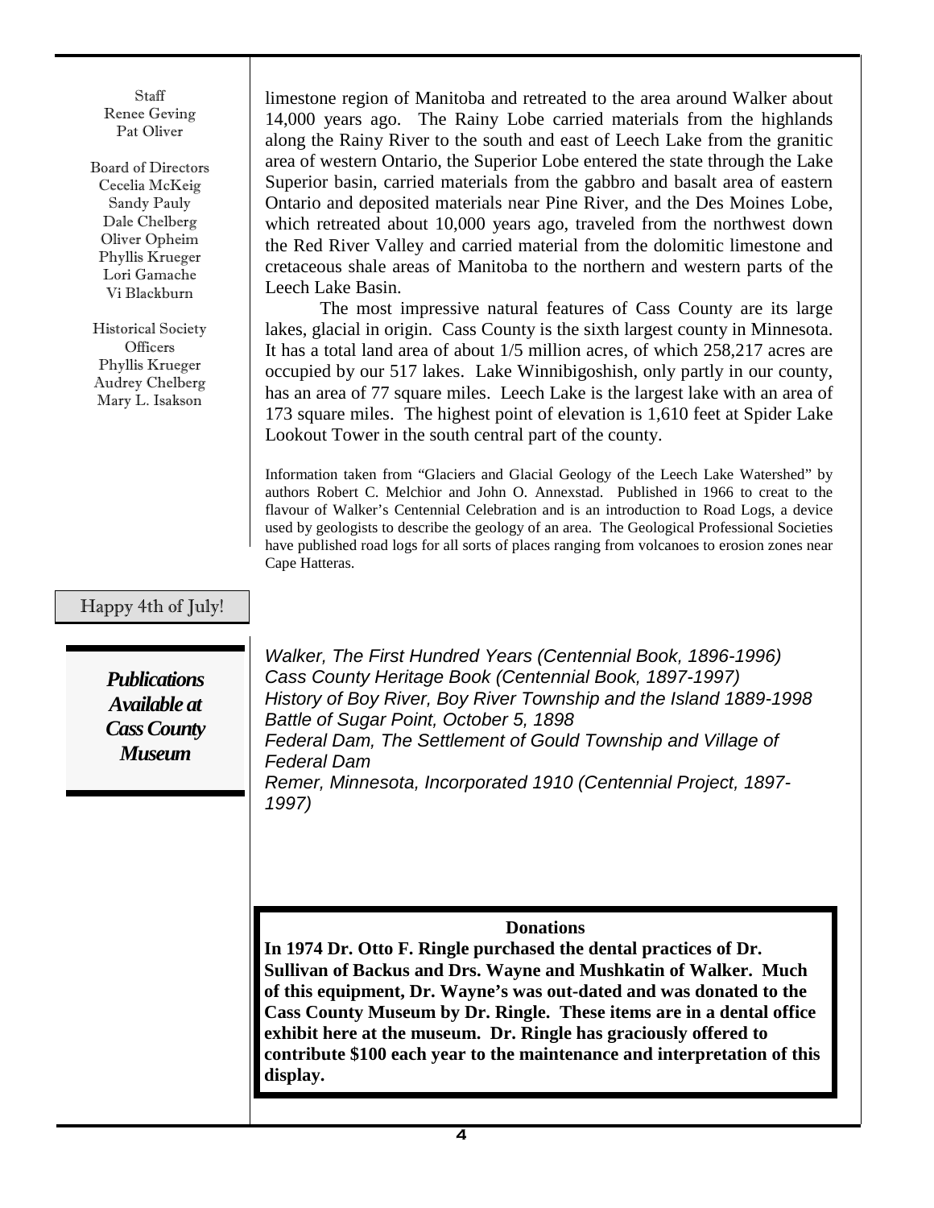Staff
Renee Geving
Pat Oliver

Board of Directors
Cecelia McKeig
Sandy Pauly
Dale Chelberg
Oliver Opheim
Phyllis Krueger
Lori Gamache
Vi Blackburn

Historical Society Officers
Phyllis Krueger
Audrey Chelberg
Mary L. Isakson

limestone region of Manitoba and retreated to the area around Walker about 14,000 years ago. The Rainy Lobe carried materials from the highlands along the Rainy River to the south and east of Leech Lake from the granitic area of western Ontario, the Superior Lobe entered the state through the Lake Superior basin, carried materials from the gabbro and basalt area of eastern Ontario and deposited materials near Pine River, and the Des Moines Lobe, which retreated about 10,000 years ago, traveled from the northwest down the Red River Valley and carried material from the dolomitic limestone and cretaceous shale areas of Manitoba to the northern and western parts of the Leech Lake Basin.

The most impressive natural features of Cass County are its large lakes, glacial in origin. Cass County is the sixth largest county in Minnesota. It has a total land area of about 1/5 million acres, of which 258,217 acres are occupied by our 517 lakes. Lake Winnibigoshish, only partly in our county, has an area of 77 square miles. Leech Lake is the largest lake with an area of 173 square miles. The highest point of elevation is 1,610 feet at Spider Lake Lookout Tower in the south central part of the county.

Information taken from "Glaciers and Glacial Geology of the Leech Lake Watershed" by authors Robert C. Melchior and John O. Annexstad. Published in 1966 to creat to the flavour of Walker's Centennial Celebration and is an introduction to Road Logs, a device used by geologists to describe the geology of an area. The Geological Professional Societies have published road logs for all sorts of places ranging from volcanoes to erosion zones near Cape Hatteras.

Happy 4th of July!

## *Publications Available at Cass County Museum*

*Walker, The First Hundred Years (Centennial Book, 1896-1996)*
*Cass County Heritage Book (Centennial Book, 1897-1997)*
*History of Boy River, Boy River Township and the Island 1889-1998*
*Battle of Sugar Point, October 5, 1898*
*Federal Dam, The Settlement of Gould Township and Village of Federal Dam*
*Remer, Minnesota, Incorporated 1910 (Centennial Project, 1897-1997)*

## Donations

**In 1974 Dr. Otto F. Ringle purchased the dental practices of Dr. Sullivan of Backus and Drs. Wayne and Mushkatin of Walker. Much of this equipment, Dr. Wayne's was out-dated and was donated to the Cass County Museum by Dr. Ringle. These items are in a dental office exhibit here at the museum. Dr. Ringle has graciously offered to contribute $100 each year to the maintenance and interpretation of this display.**